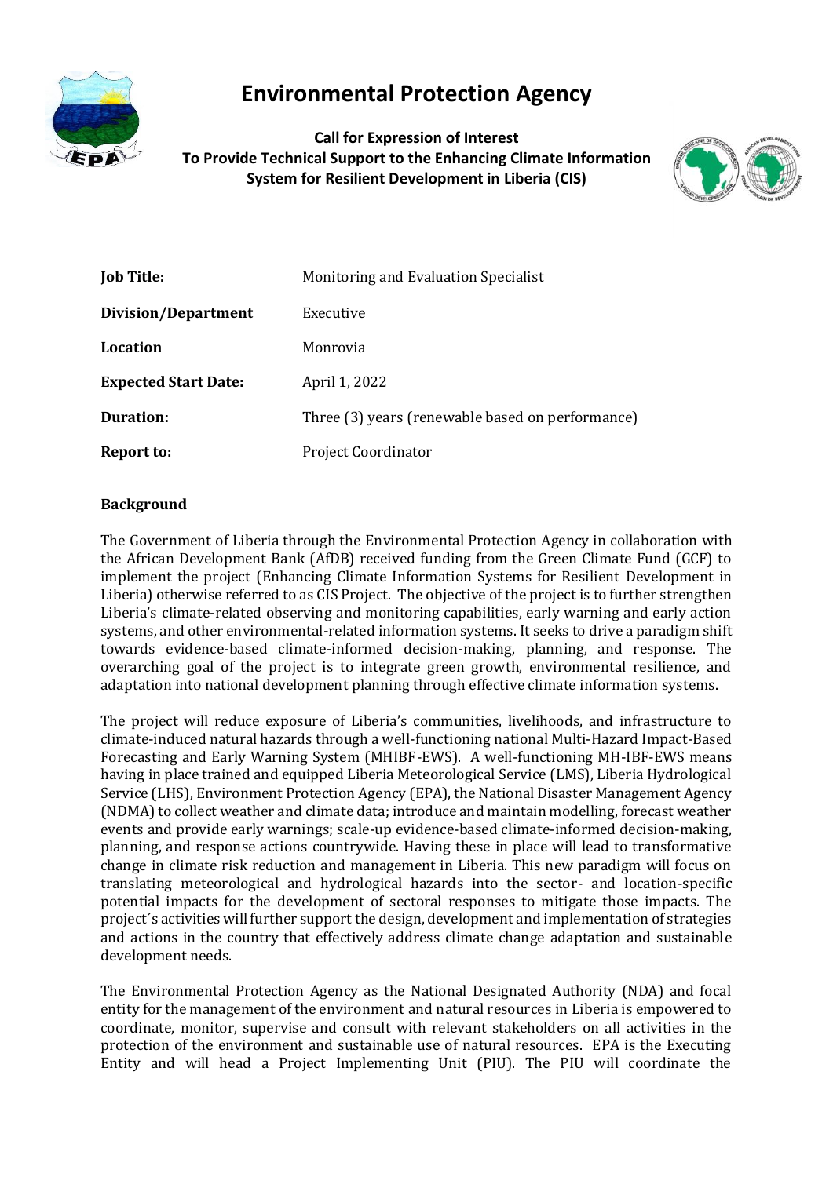# Environmental Protection Agency

**Call for Expression of Interest**
**To Provide Technical Support to the Enhancing Climate Information System for Resilient Development in Liberia (CIS)**

| | |
|---|---|
| **Job Title:** | Monitoring and Evaluation Specialist |
| **Division/Department** | Executive |
| **Location** | Monrovia |
| **Expected Start Date:** | April 1, 2022 |
| **Duration:** | Three (3) years (renewable based on performance) |
| **Report to:** | Project Coordinator |

## Background

The Government of Liberia through the Environmental Protection Agency in collaboration with the African Development Bank (AfDB) received funding from the Green Climate Fund (GCF) to implement the project (Enhancing Climate Information Systems for Resilient Development in Liberia) otherwise referred to as CIS Project. The objective of the project is to further strengthen Liberia's climate-related observing and monitoring capabilities, early warning and early action systems, and other environmental-related information systems. It seeks to drive a paradigm shift towards evidence-based climate-informed decision-making, planning, and response. The overarching goal of the project is to integrate green growth, environmental resilience, and adaptation into national development planning through effective climate information systems.

The project will reduce exposure of Liberia's communities, livelihoods, and infrastructure to climate-induced natural hazards through a well-functioning national Multi-Hazard Impact-Based Forecasting and Early Warning System (MHIBF-EWS). A well-functioning MH-IBF-EWS means having in place trained and equipped Liberia Meteorological Service (LMS), Liberia Hydrological Service (LHS), Environment Protection Agency (EPA), the National Disaster Management Agency (NDMA) to collect weather and climate data; introduce and maintain modelling, forecast weather events and provide early warnings; scale-up evidence-based climate-informed decision-making, planning, and response actions countrywide. Having these in place will lead to transformative change in climate risk reduction and management in Liberia. This new paradigm will focus on translating meteorological and hydrological hazards into the sector- and location-specific potential impacts for the development of sectoral responses to mitigate those impacts. The project´s activities will further support the design, development and implementation of strategies and actions in the country that effectively address climate change adaptation and sustainable development needs.

The Environmental Protection Agency as the National Designated Authority (NDA) and focal entity for the management of the environment and natural resources in Liberia is empowered to coordinate, monitor, supervise and consult with relevant stakeholders on all activities in the protection of the environment and sustainable use of natural resources. EPA is the Executing Entity and will head a Project Implementing Unit (PIU). The PIU will coordinate the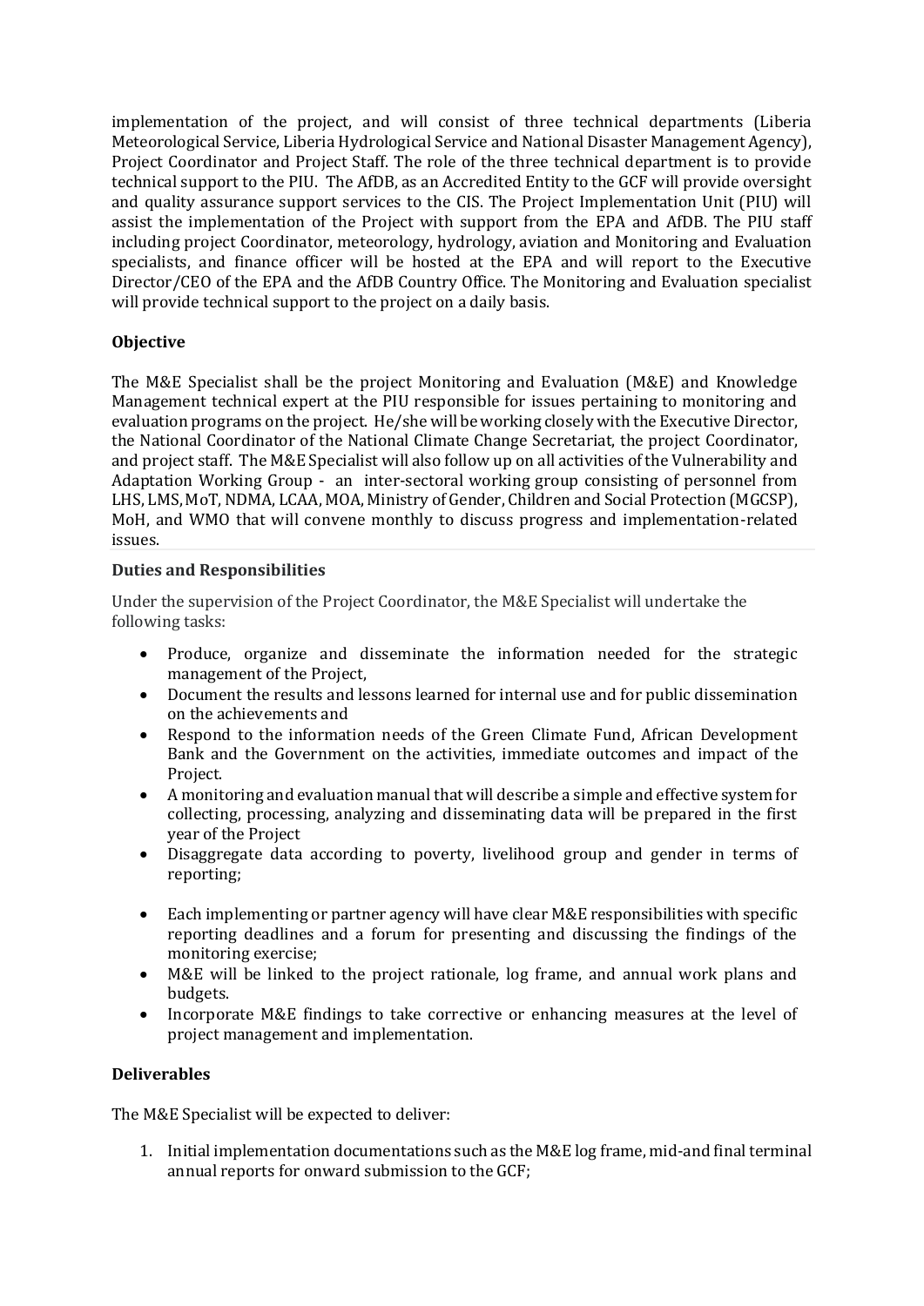implementation of the project, and will consist of three technical departments (Liberia Meteorological Service, Liberia Hydrological Service and National Disaster Management Agency), Project Coordinator and Project Staff. The role of the three technical department is to provide technical support to the PIU. The AfDB, as an Accredited Entity to the GCF will provide oversight and quality assurance support services to the CIS. The Project Implementation Unit (PIU) will assist the implementation of the Project with support from the EPA and AfDB. The PIU staff including project Coordinator, meteorology, hydrology, aviation and Monitoring and Evaluation specialists, and finance officer will be hosted at the EPA and will report to the Executive Director/CEO of the EPA and the AfDB Country Office. The Monitoring and Evaluation specialist will provide technical support to the project on a daily basis.

**Objective**

The M&E Specialist shall be the project Monitoring and Evaluation (M&E) and Knowledge Management technical expert at the PIU responsible for issues pertaining to monitoring and evaluation programs on the project. He/she will be working closely with the Executive Director, the National Coordinator of the National Climate Change Secretariat, the project Coordinator, and project staff. The M&E Specialist will also follow up on all activities of the Vulnerability and Adaptation Working Group - an inter-sectoral working group consisting of personnel from LHS, LMS, MoT, NDMA, LCAA, MOA, Ministry of Gender, Children and Social Protection (MGCSP), MoH, and WMO that will convene monthly to discuss progress and implementation-related issues.

**Duties and Responsibilities**

Under the supervision of the Project Coordinator, the M&E Specialist will undertake the following tasks:

- Produce, organize and disseminate the information needed for the strategic management of the Project,
- Document the results and lessons learned for internal use and for public dissemination on the achievements and
- Respond to the information needs of the Green Climate Fund, African Development Bank and the Government on the activities, immediate outcomes and impact of the Project.
- A monitoring and evaluation manual that will describe a simple and effective system for collecting, processing, analyzing and disseminating data will be prepared in the first year of the Project
- Disaggregate data according to poverty, livelihood group and gender in terms of reporting;
- Each implementing or partner agency will have clear M&E responsibilities with specific reporting deadlines and a forum for presenting and discussing the findings of the monitoring exercise;
- M&E will be linked to the project rationale, log frame, and annual work plans and budgets.
- Incorporate M&E findings to take corrective or enhancing measures at the level of project management and implementation.

**Deliverables**

The M&E Specialist will be expected to deliver:

1. Initial implementation documentations such as the M&E log frame, mid-and final terminal annual reports for onward submission to the GCF;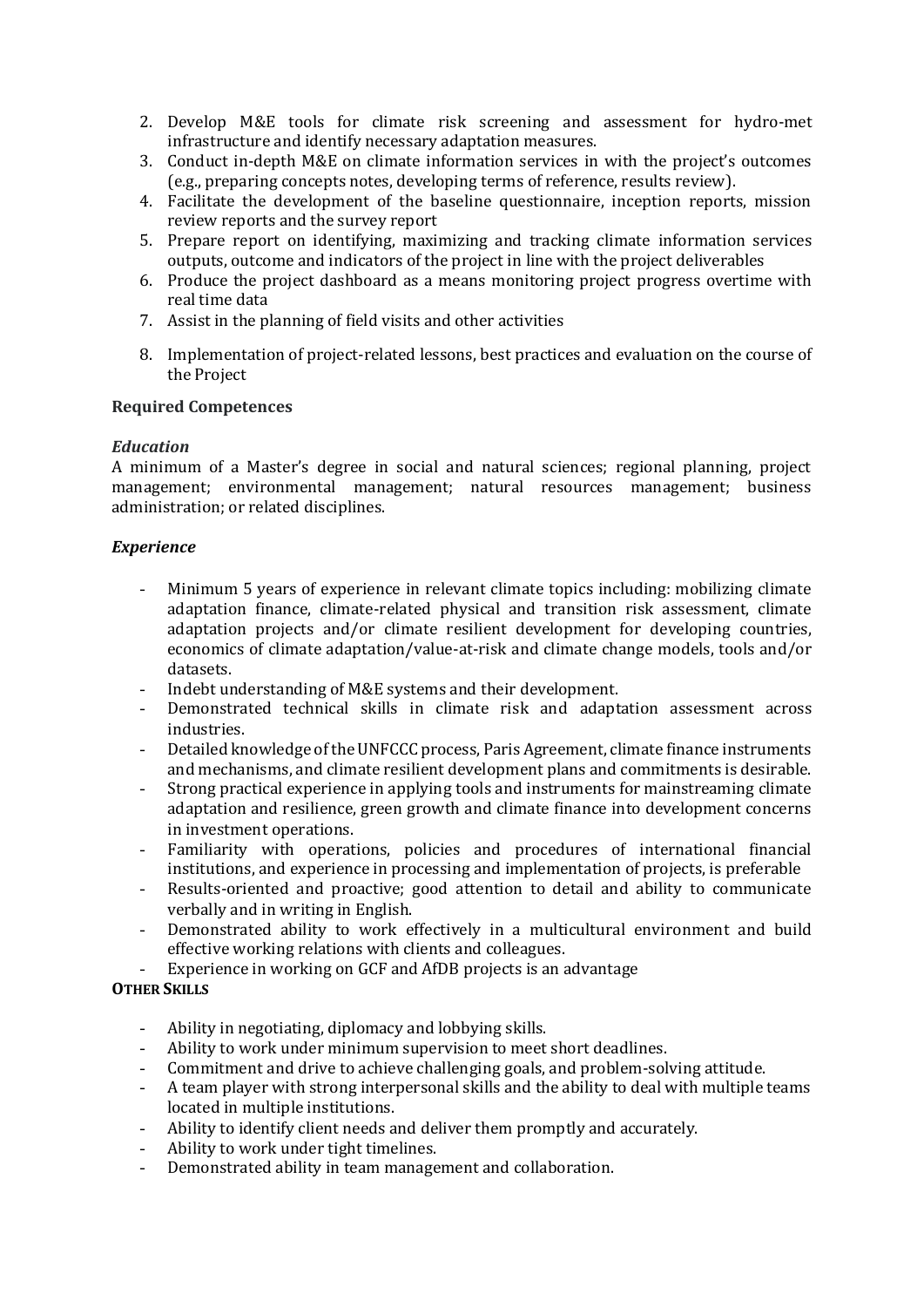2. Develop M&E tools for climate risk screening and assessment for hydro-met infrastructure and identify necessary adaptation measures.
3. Conduct in-depth M&E on climate information services in with the project's outcomes (e.g., preparing concepts notes, developing terms of reference, results review).
4. Facilitate the development of the baseline questionnaire, inception reports, mission review reports and the survey report
5. Prepare report on identifying, maximizing and tracking climate information services outputs, outcome and indicators of the project in line with the project deliverables
6. Produce the project dashboard as a means monitoring project progress overtime with real time data
7. Assist in the planning of field visits and other activities
8. Implementation of project-related lessons, best practices and evaluation on the course of the Project

**Required Competences**

***Education***

A minimum of a Master's degree in social and natural sciences; regional planning, project management; environmental management; natural resources management; business administration; or related disciplines.

***Experience***

- Minimum 5 years of experience in relevant climate topics including: mobilizing climate adaptation finance, climate-related physical and transition risk assessment, climate adaptation projects and/or climate resilient development for developing countries, economics of climate adaptation/value-at-risk and climate change models, tools and/or datasets.
- Indebt understanding of M&E systems and their development.
- Demonstrated technical skills in climate risk and adaptation assessment across industries.
- Detailed knowledge of the UNFCCC process, Paris Agreement, climate finance instruments and mechanisms, and climate resilient development plans and commitments is desirable.
- Strong practical experience in applying tools and instruments for mainstreaming climate adaptation and resilience, green growth and climate finance into development concerns in investment operations.
- Familiarity with operations, policies and procedures of international financial institutions, and experience in processing and implementation of projects, is preferable
- Results-oriented and proactive; good attention to detail and ability to communicate verbally and in writing in English.
- Demonstrated ability to work effectively in a multicultural environment and build effective working relations with clients and colleagues.
- Experience in working on GCF and AfDB projects is an advantage

**OTHER SKILLS**

- Ability in negotiating, diplomacy and lobbying skills.
- Ability to work under minimum supervision to meet short deadlines.
- Commitment and drive to achieve challenging goals, and problem-solving attitude.
- A team player with strong interpersonal skills and the ability to deal with multiple teams located in multiple institutions.
- Ability to identify client needs and deliver them promptly and accurately.
- Ability to work under tight timelines.
- Demonstrated ability in team management and collaboration.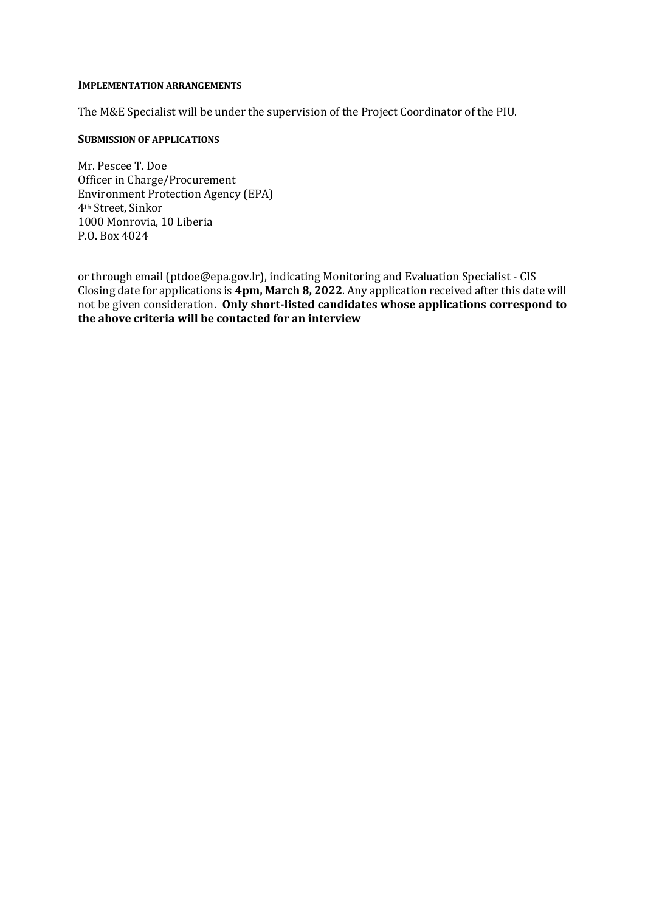**IMPLEMENTATION ARRANGEMENTS**

The M&E Specialist will be under the supervision of the Project Coordinator of the PIU.

**SUBMISSION OF APPLICATIONS**

Mr. Pescee T. Doe
Officer in Charge/Procurement
Environment Protection Agency (EPA)
4th Street, Sinkor
1000 Monrovia, 10 Liberia
P.O. Box 4024

or through email (ptdoe@epa.gov.lr), indicating Monitoring and Evaluation Specialist - CIS
Closing date for applications is **4pm, March 8, 2022**. Any application received after this date will not be given consideration. **Only short-listed candidates whose applications correspond to the above criteria will be contacted for an interview**